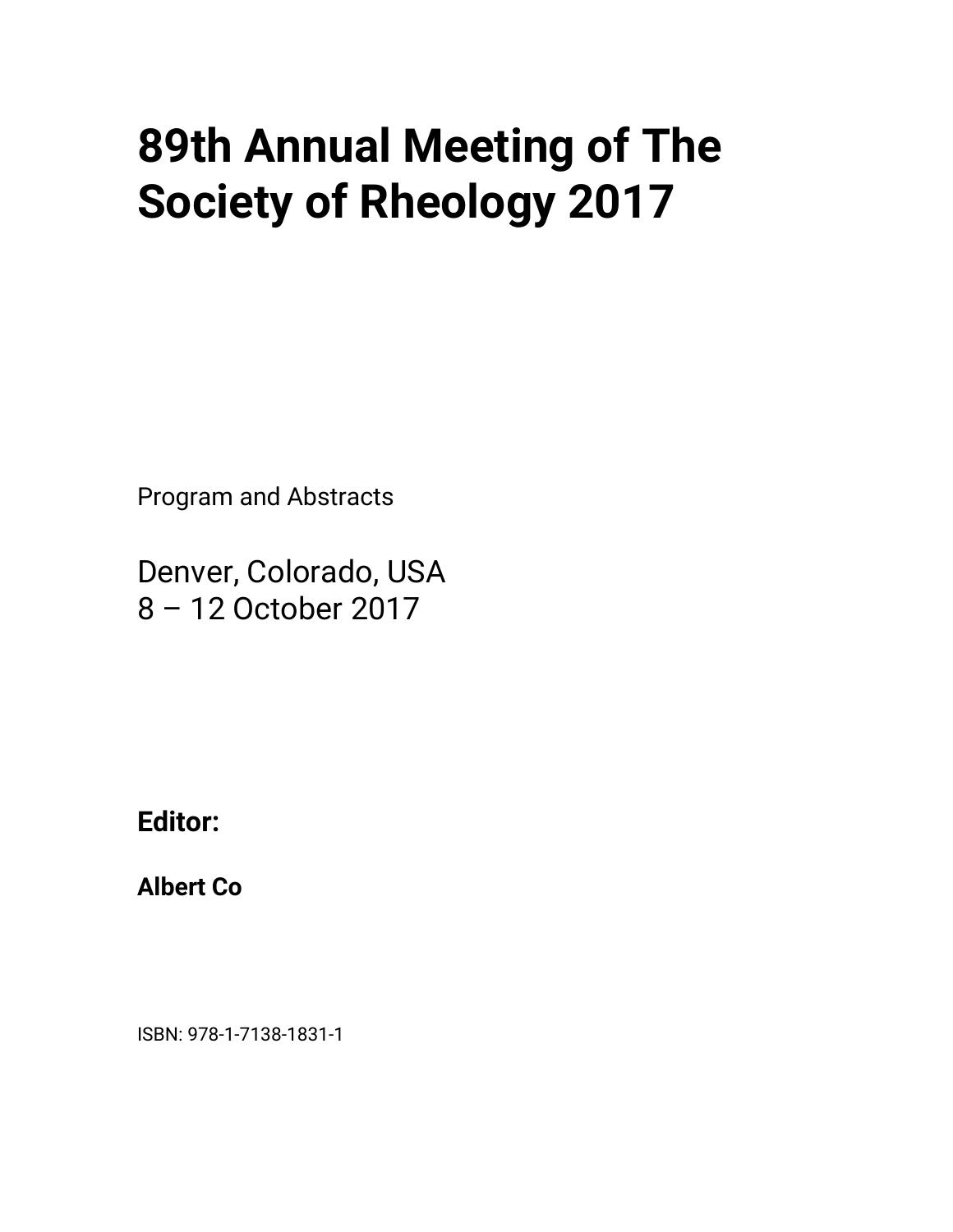# 89th Annual Meeting of The Society of Rheology 2017

Program and Abstracts

Denver, Colorado, USA
8 – 12 October 2017

**Editor:**

**Albert Co**

ISBN: 978-1-7138-1831-1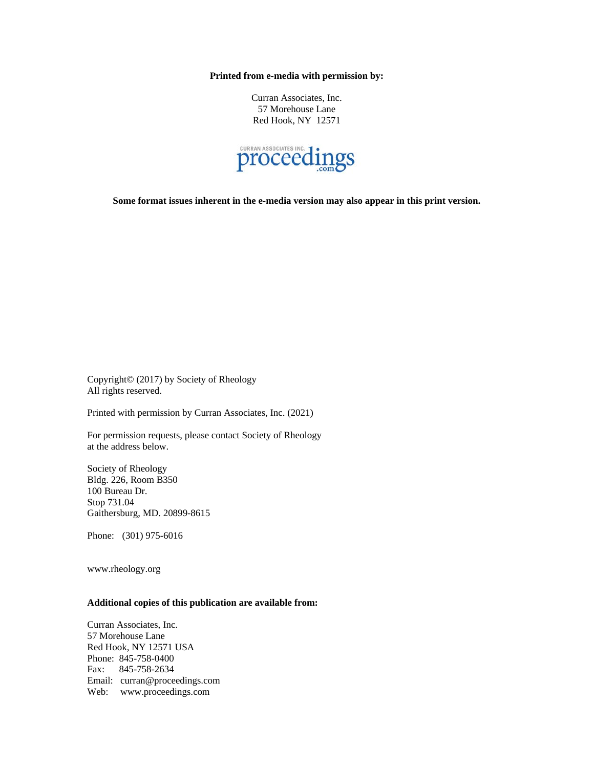**Printed from e-media with permission by:**

Curran Associates, Inc.
57 Morehouse Lane
Red Hook, NY 12571

**Some format issues inherent in the e-media version may also appear in this print version.**

Copyright© (2017) by Society of Rheology
All rights reserved.

Printed with permission by Curran Associates, Inc. (2021)

For permission requests, please contact Society of Rheology
at the address below.

Society of Rheology
Bldg. 226, Room B350
100 Bureau Dr.
Stop 731.04
Gaithersburg, MD. 20899-8615

Phone: (301) 975-6016

www.rheology.org

**Additional copies of this publication are available from:**

Curran Associates, Inc.
57 Morehouse Lane
Red Hook, NY 12571 USA
Phone: 845-758-0400
Fax: 845-758-2634
Email: curran@proceedings.com
Web: www.proceedings.com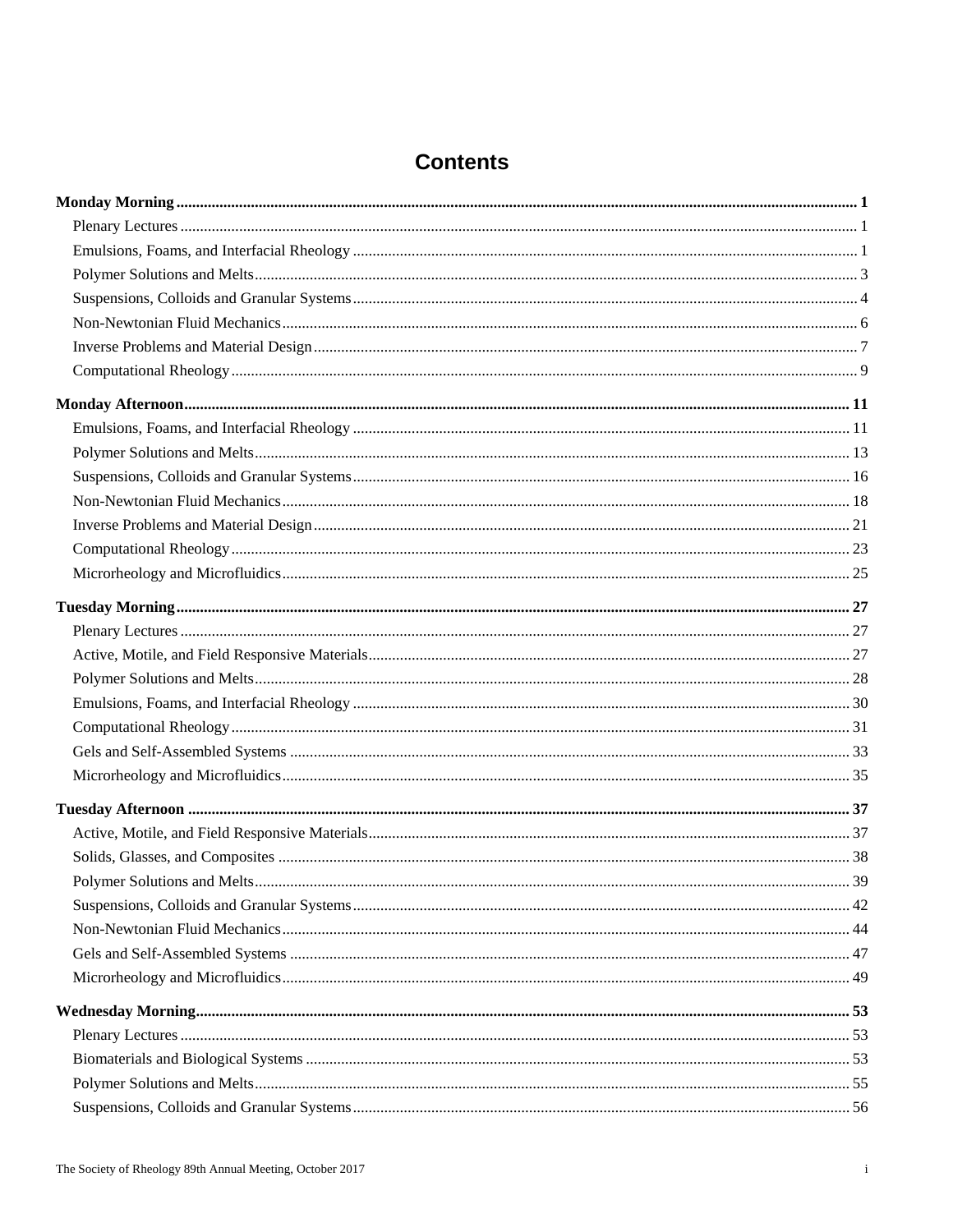# Contents

**Monday Morning** ........ **1**

- Plenary Lectures ........ 1
- Emulsions, Foams, and Interfacial Rheology ........ 1
- Polymer Solutions and Melts ........ 3
- Suspensions, Colloids and Granular Systems ........ 4
- Non-Newtonian Fluid Mechanics ........ 6
- Inverse Problems and Material Design ........ 7
- Computational Rheology ........ 9

**Monday Afternoon** ........ **11**

- Emulsions, Foams, and Interfacial Rheology ........ 11
- Polymer Solutions and Melts ........ 13
- Suspensions, Colloids and Granular Systems ........ 16
- Non-Newtonian Fluid Mechanics ........ 18
- Inverse Problems and Material Design ........ 21
- Computational Rheology ........ 23
- Microrheology and Microfluidics ........ 25

**Tuesday Morning** ........ **27**

- Plenary Lectures ........ 27
- Active, Motile, and Field Responsive Materials ........ 27
- Polymer Solutions and Melts ........ 28
- Emulsions, Foams, and Interfacial Rheology ........ 30
- Computational Rheology ........ 31
- Gels and Self-Assembled Systems ........ 33
- Microrheology and Microfluidics ........ 35

**Tuesday Afternoon** ........ **37**

- Active, Motile, and Field Responsive Materials ........ 37
- Solids, Glasses, and Composites ........ 38
- Polymer Solutions and Melts ........ 39
- Suspensions, Colloids and Granular Systems ........ 42
- Non-Newtonian Fluid Mechanics ........ 44
- Gels and Self-Assembled Systems ........ 47
- Microrheology and Microfluidics ........ 49

**Wednesday Morning** ........ **53**

- Plenary Lectures ........ 53
- Biomaterials and Biological Systems ........ 53
- Polymer Solutions and Melts ........ 55
- Suspensions, Colloids and Granular Systems ........ 56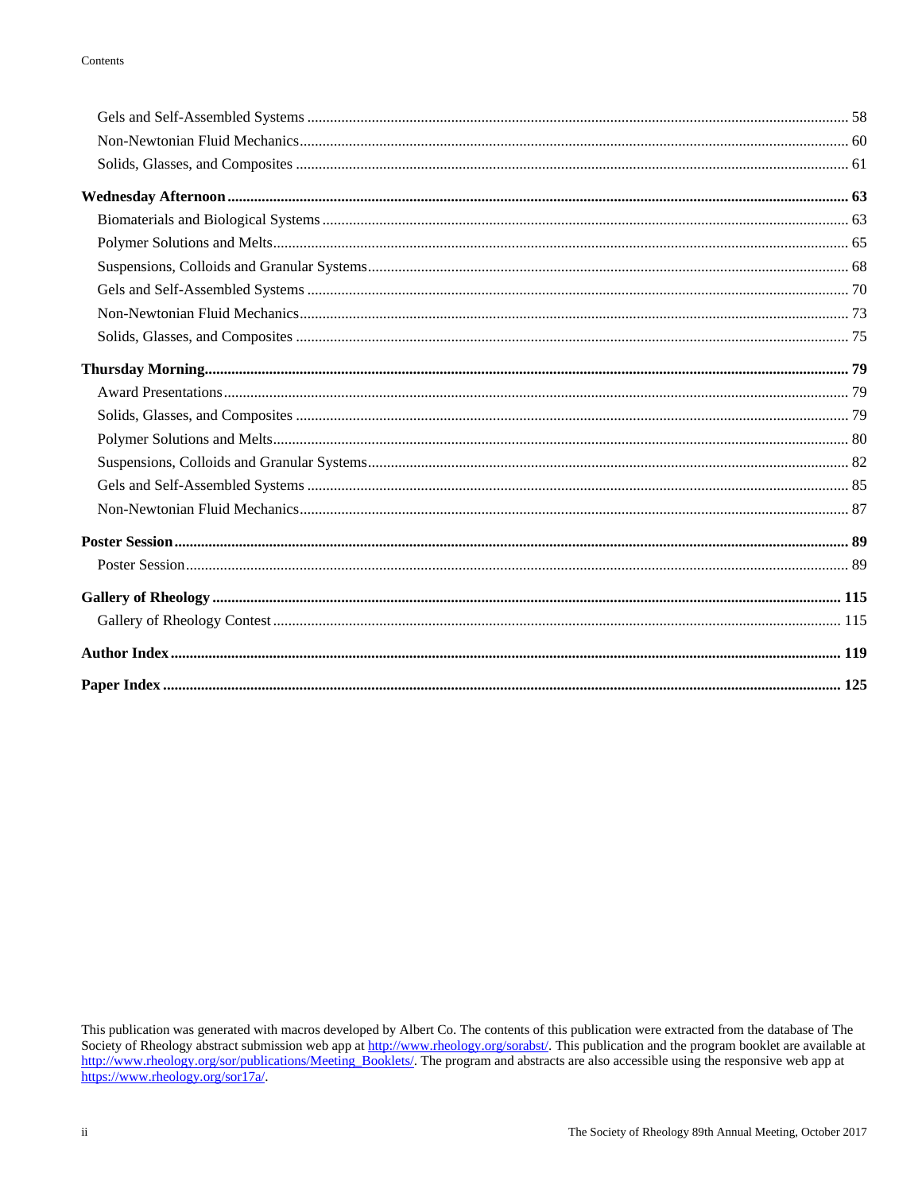Gels and Self-Assembled Systems ........................................................ 58
Non-Newtonian Fluid Mechanics ........................................................ 60
Solids, Glasses, and Composites ........................................................ 61

**Wednesday Afternoon ........................................................ 63**

Biomaterials and Biological Systems ........................................................ 63
Polymer Solutions and Melts ........................................................ 65
Suspensions, Colloids and Granular Systems ........................................................ 68
Gels and Self-Assembled Systems ........................................................ 70
Non-Newtonian Fluid Mechanics ........................................................ 73
Solids, Glasses, and Composites ........................................................ 75

**Thursday Morning ........................................................ 79**

Award Presentations ........................................................ 79
Solids, Glasses, and Composites ........................................................ 79
Polymer Solutions and Melts ........................................................ 80
Suspensions, Colloids and Granular Systems ........................................................ 82
Gels and Self-Assembled Systems ........................................................ 85
Non-Newtonian Fluid Mechanics ........................................................ 87

**Poster Session ........................................................ 89**

Poster Session ........................................................ 89

**Gallery of Rheology ........................................................ 115**

Gallery of Rheology Contest ........................................................ 115

**Author Index ........................................................ 119**

**Paper Index ........................................................ 125**

This publication was generated with macros developed by Albert Co. The contents of this publication were extracted from the database of The Society of Rheology abstract submission web app at http://www.rheology.org/sorabst/. This publication and the program booklet are available at http://www.rheology.org/sor/publications/Meeting_Booklets/. The program and abstracts are also accessible using the responsive web app at https://www.rheology.org/sor17a/.